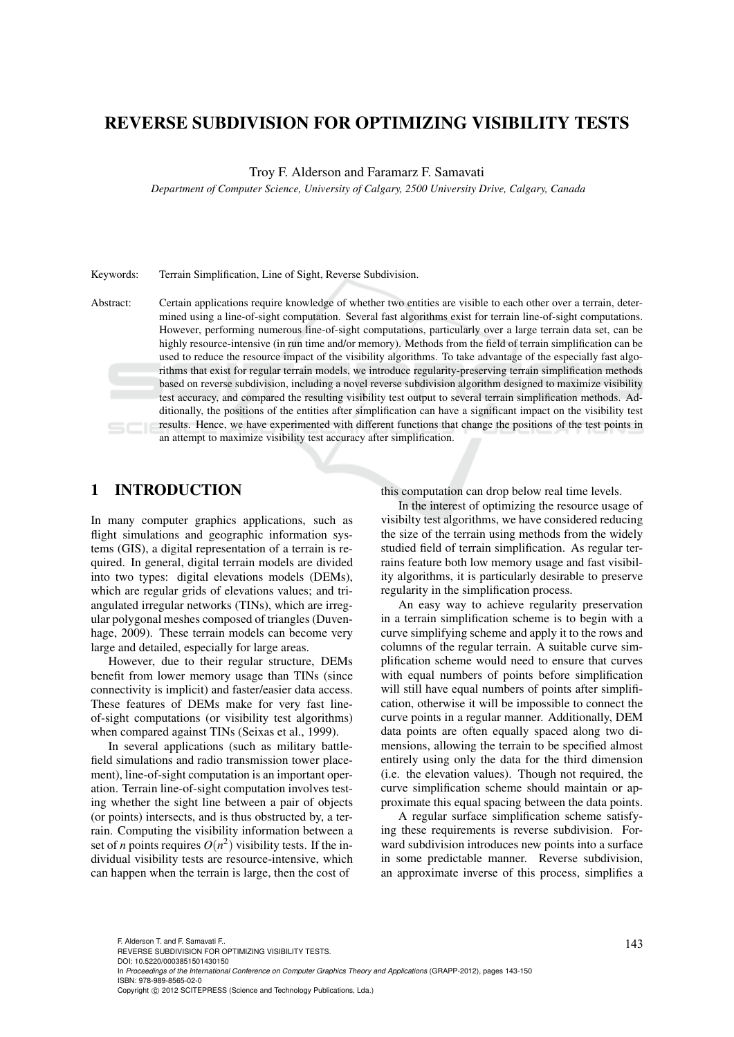# REVERSE SUBDIVISION FOR OPTIMIZING VISIBILITY TESTS

Troy F. Alderson and Faramarz F. Samavati

*Department of Computer Science, University of Calgary, 2500 University Drive, Calgary, Canada*

Keywords: Terrain Simplification, Line of Sight, Reverse Subdivision.

Abstract: Certain applications require knowledge of whether two entities are visible to each other over a terrain, determined using a line-of-sight computation. Several fast algorithms exist for terrain line-of-sight computations. However, performing numerous line-of-sight computations, particularly over a large terrain data set, can be highly resource-intensive (in run time and/or memory). Methods from the field of terrain simplification can be used to reduce the resource impact of the visibility algorithms. To take advantage of the especially fast algorithms that exist for regular terrain models, we introduce regularity-preserving terrain simplification methods based on reverse subdivision, including a novel reverse subdivision algorithm designed to maximize visibility test accuracy, and compared the resulting visibility test output to several terrain simplification methods. Additionally, the positions of the entities after simplification can have a significant impact on the visibility test results. Hence, we have experimented with different functions that change the positions of the test points in an attempt to maximize visibility test accuracy after simplification.

## 1 INTRODUCTION

In many computer graphics applications, such as flight simulations and geographic information systems (GIS), a digital representation of a terrain is required. In general, digital terrain models are divided into two types: digital elevations models (DEMs), which are regular grids of elevations values; and triangulated irregular networks (TINs), which are irregular polygonal meshes composed of triangles (Duvenhage, 2009). These terrain models can become very large and detailed, especially for large areas.

However, due to their regular structure, DEMs benefit from lower memory usage than TINs (since connectivity is implicit) and faster/easier data access. These features of DEMs make for very fast line-of-sight computations (or visibility test algorithms) when compared against TINs (Seixas et al., 1999).

In several applications (such as military battlefield simulations and radio transmission tower placement), line-of-sight computation is an important operation. Terrain line-of-sight computation involves testing whether the sight line between a pair of objects (or points) intersects, and is thus obstructed by, a terrain. Computing the visibility information between a set of $n$ points requires $O(n^2)$ visibility tests. If the individual visibility tests are resource-intensive, which can happen when the terrain is large, then the cost of this computation can drop below real time levels.

In the interest of optimizing the resource usage of visibilty test algorithms, we have considered reducing the size of the terrain using methods from the widely studied field of terrain simplification. As regular terrains feature both low memory usage and fast visibility algorithms, it is particularly desirable to preserve regularity in the simplification process.

An easy way to achieve regularity preservation in a terrain simplification scheme is to begin with a curve simplifying scheme and apply it to the rows and columns of the regular terrain. A suitable curve simplification scheme would need to ensure that curves with equal numbers of points before simplification will still have equal numbers of points after simplification, otherwise it will be impossible to connect the curve points in a regular manner. Additionally, DEM data points are often equally spaced along two dimensions, allowing the terrain to be specified almost entirely using only the data for the third dimension (i.e. the elevation values). Though not required, the curve simplification scheme should maintain or approximate this equal spacing between the data points.

A regular surface simplification scheme satisfying these requirements is reverse subdivision. Forward subdivision introduces new points into a surface in some predictable manner. Reverse subdivision, an approximate inverse of this process, simplifies a

F. Alderson T. and F. Samavati F..
REVERSE SUBDIVISION FOR OPTIMIZING VISIBILITY TESTS.
DOI: 10.5220/0003851501430150
In *Proceedings of the International Conference on Computer Graphics Theory and Applications* (GRAPP-2012), pages 143-150
ISBN: 978-989-8565-02-0
Copyright © 2012 SCITEPRESS (Science and Technology Publications, Lda.)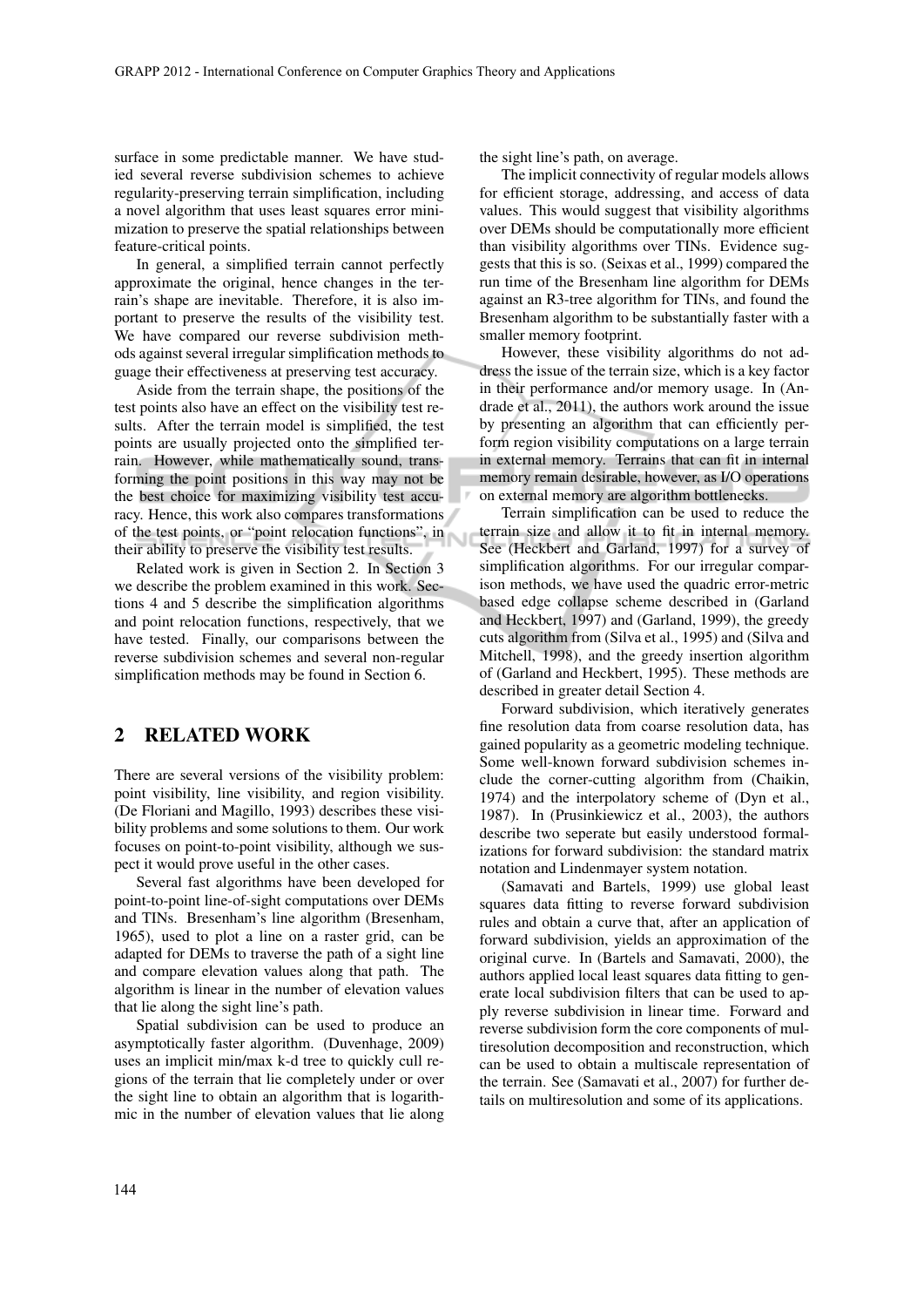surface in some predictable manner. We have studied several reverse subdivision schemes to achieve regularity-preserving terrain simplification, including a novel algorithm that uses least squares error minimization to preserve the spatial relationships between feature-critical points.

In general, a simplified terrain cannot perfectly approximate the original, hence changes in the terrain's shape are inevitable. Therefore, it is also important to preserve the results of the visibility test. We have compared our reverse subdivision methods against several irregular simplification methods to guage their effectiveness at preserving test accuracy.

Aside from the terrain shape, the positions of the test points also have an effect on the visibility test results. After the terrain model is simplified, the test points are usually projected onto the simplified terrain. However, while mathematically sound, transforming the point positions in this way may not be the best choice for maximizing visibility test accuracy. Hence, this work also compares transformations of the test points, or "point relocation functions", in their ability to preserve the visibility test results.

Related work is given in Section 2. In Section 3 we describe the problem examined in this work. Sections 4 and 5 describe the simplification algorithms and point relocation functions, respectively, that we have tested. Finally, our comparisons between the reverse subdivision schemes and several non-regular simplification methods may be found in Section 6.

## 2 RELATED WORK

There are several versions of the visibility problem: point visibility, line visibility, and region visibility. (De Floriani and Magillo, 1993) describes these visibility problems and some solutions to them. Our work focuses on point-to-point visibility, although we suspect it would prove useful in the other cases.

Several fast algorithms have been developed for point-to-point line-of-sight computations over DEMs and TINs. Bresenham's line algorithm (Bresenham, 1965), used to plot a line on a raster grid, can be adapted for DEMs to traverse the path of a sight line and compare elevation values along that path. The algorithm is linear in the number of elevation values that lie along the sight line's path.

Spatial subdivision can be used to produce an asymptotically faster algorithm. (Duvenhage, 2009) uses an implicit min/max k-d tree to quickly cull regions of the terrain that lie completely under or over the sight line to obtain an algorithm that is logarithmic in the number of elevation values that lie along the sight line's path, on average.

The implicit connectivity of regular models allows for efficient storage, addressing, and access of data values. This would suggest that visibility algorithms over DEMs should be computationally more efficient than visibility algorithms over TINs. Evidence suggests that this is so. (Seixas et al., 1999) compared the run time of the Bresenham line algorithm for DEMs against an R3-tree algorithm for TINs, and found the Bresenham algorithm to be substantially faster with a smaller memory footprint.

However, these visibility algorithms do not address the issue of the terrain size, which is a key factor in their performance and/or memory usage. In (Andrade et al., 2011), the authors work around the issue by presenting an algorithm that can efficiently perform region visibility computations on a large terrain in external memory. Terrains that can fit in internal memory remain desirable, however, as I/O operations on external memory are algorithm bottlenecks.

Terrain simplification can be used to reduce the terrain size and allow it to fit in internal memory. See (Heckbert and Garland, 1997) for a survey of simplification algorithms. For our irregular comparison methods, we have used the quadric error-metric based edge collapse scheme described in (Garland and Heckbert, 1997) and (Garland, 1999), the greedy cuts algorithm from (Silva et al., 1995) and (Silva and Mitchell, 1998), and the greedy insertion algorithm of (Garland and Heckbert, 1995). These methods are described in greater detail Section 4.

Forward subdivision, which iteratively generates fine resolution data from coarse resolution data, has gained popularity as a geometric modeling technique. Some well-known forward subdivision schemes include the corner-cutting algorithm from (Chaikin, 1974) and the interpolatory scheme of (Dyn et al., 1987). In (Prusinkiewicz et al., 2003), the authors describe two seperate but easily understood formalizations for forward subdivision: the standard matrix notation and Lindenmayer system notation.

(Samavati and Bartels, 1999) use global least squares data fitting to reverse forward subdivision rules and obtain a curve that, after an application of forward subdivision, yields an approximation of the original curve. In (Bartels and Samavati, 2000), the authors applied local least squares data fitting to generate local subdivision filters that can be used to apply reverse subdivision in linear time. Forward and reverse subdivision form the core components of multiresolution decomposition and reconstruction, which can be used to obtain a multiscale representation of the terrain. See (Samavati et al., 2007) for further details on multiresolution and some of its applications.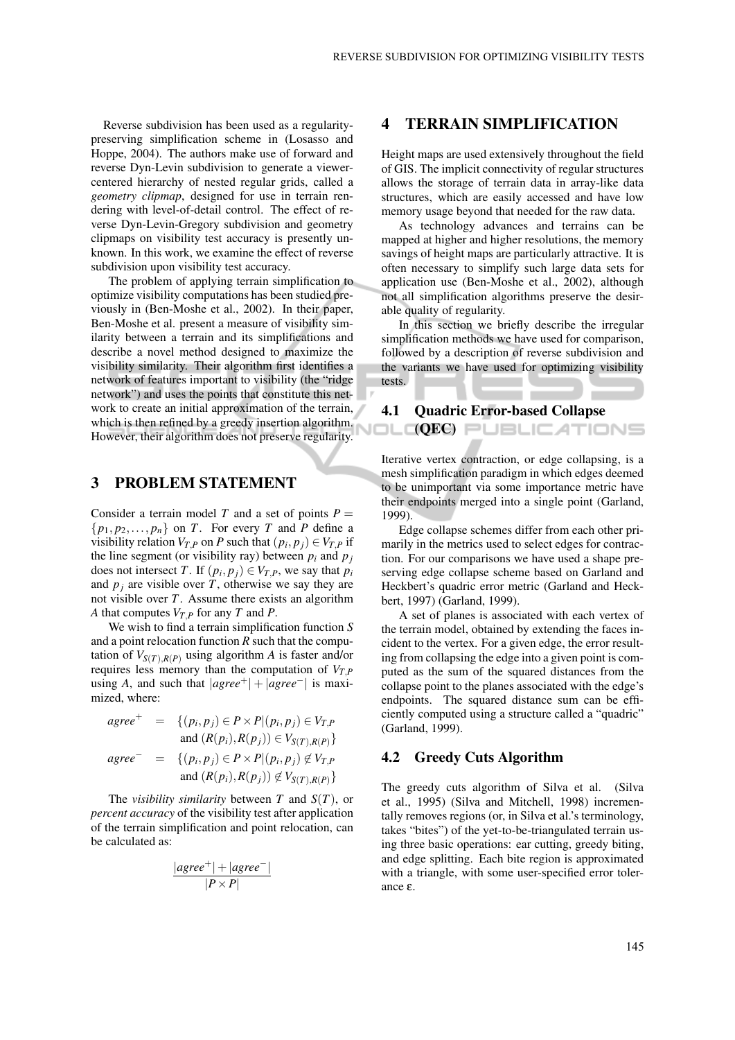Reverse subdivision has been used as a regularity-preserving simplification scheme in (Losasso and Hoppe, 2004). The authors make use of forward and reverse Dyn-Levin subdivision to generate a viewer-centered hierarchy of nested regular grids, called a *geometry clipmap*, designed for use in terrain rendering with level-of-detail control. The effect of reverse Dyn-Levin-Gregory subdivision and geometry clipmaps on visibility test accuracy is presently unknown. In this work, we examine the effect of reverse subdivision upon visibility test accuracy.

The problem of applying terrain simplification to optimize visibility computations has been studied previously in (Ben-Moshe et al., 2002). In their paper, Ben-Moshe et al. present a measure of visibility similarity between a terrain and its simplifications and describe a novel method designed to maximize the visibility similarity. Their algorithm first identifies a network of features important to visibility (the "ridge network") and uses the points that constitute this network to create an initial approximation of the terrain, which is then refined by a greedy insertion algorithm. However, their algorithm does not preserve regularity.

# 3 PROBLEM STATEMENT

Consider a terrain model $T$ and a set of points $P = \{p_1, p_2, \ldots, p_n\}$ on $T$. For every $T$ and $P$ define a visibility relation $V_{T,P}$ on $P$ such that $(p_i, p_j) \in V_{T,P}$ if the line segment (or visibility ray) between $p_i$ and $p_j$ does not intersect $T$. If $(p_i, p_j) \in V_{T,P}$, we say that $p_i$ and $p_j$ are visible over $T$, otherwise we say they are not visible over $T$. Assume there exists an algorithm $A$ that computes $V_{T,P}$ for any $T$ and $P$.

We wish to find a terrain simplification function $S$ and a point relocation function $R$ such that the computation of $V_{S(T),R(P)}$ using algorithm $A$ is faster and/or requires less memory than the computation of $V_{T,P}$ using $A$, and such that $|agree^+| + |agree^-|$ is maximized, where:

$$
\begin{aligned}
agree^+ &= \{(p_i, p_j) \in P \times P | (p_i, p_j) \in V_{T,P} \\
&\qquad \text{and } (R(p_i), R(p_j)) \in V_{S(T),R(P)}\} \\
agree^- &= \{(p_i, p_j) \in P \times P | (p_i, p_j) \notin V_{T,P} \\
&\qquad \text{and } (R(p_i), R(p_j)) \notin V_{S(T),R(P)}\}
\end{aligned}
$$

The *visibility similarity* between $T$ and $S(T)$, or *percent accuracy* of the visibility test after application of the terrain simplification and point relocation, can be calculated as:

$$
\frac{|agree^+| + |agree^-|}{|P \times P|}
$$

# 4 TERRAIN SIMPLIFICATION

Height maps are used extensively throughout the field of GIS. The implicit connectivity of regular structures allows the storage of terrain data in array-like data structures, which are easily accessed and have low memory usage beyond that needed for the raw data.

As technology advances and terrains can be mapped at higher and higher resolutions, the memory savings of height maps are particularly attractive. It is often necessary to simplify such large data sets for application use (Ben-Moshe et al., 2002), although not all simplification algorithms preserve the desirable quality of regularity.

In this section we briefly describe the irregular simplification methods we have used for comparison, followed by a description of reverse subdivision and the variants we have used for optimizing visibility tests.

## 4.1 Quadric Error-based Collapse (QEC)

Iterative vertex contraction, or edge collapsing, is a mesh simplification paradigm in which edges deemed to be unimportant via some importance metric have their endpoints merged into a single point (Garland, 1999).

Edge collapse schemes differ from each other primarily in the metrics used to select edges for contraction. For our comparisons we have used a shape preserving edge collapse scheme based on Garland and Heckbert's quadric error metric (Garland and Heckbert, 1997) (Garland, 1999).

A set of planes is associated with each vertex of the terrain model, obtained by extending the faces incident to the vertex. For a given edge, the error resulting from collapsing the edge into a given point is computed as the sum of the squared distances from the collapse point to the planes associated with the edge's endpoints. The squared distance sum can be efficiently computed using a structure called a "quadric" (Garland, 1999).

## 4.2 Greedy Cuts Algorithm

The greedy cuts algorithm of Silva et al. (Silva et al., 1995) (Silva and Mitchell, 1998) incrementally removes regions (or, in Silva et al.'s terminology, takes "bites") of the yet-to-be-triangulated terrain using three basic operations: ear cutting, greedy biting, and edge splitting. Each bite region is approximated with a triangle, with some user-specified error tolerance $\varepsilon$.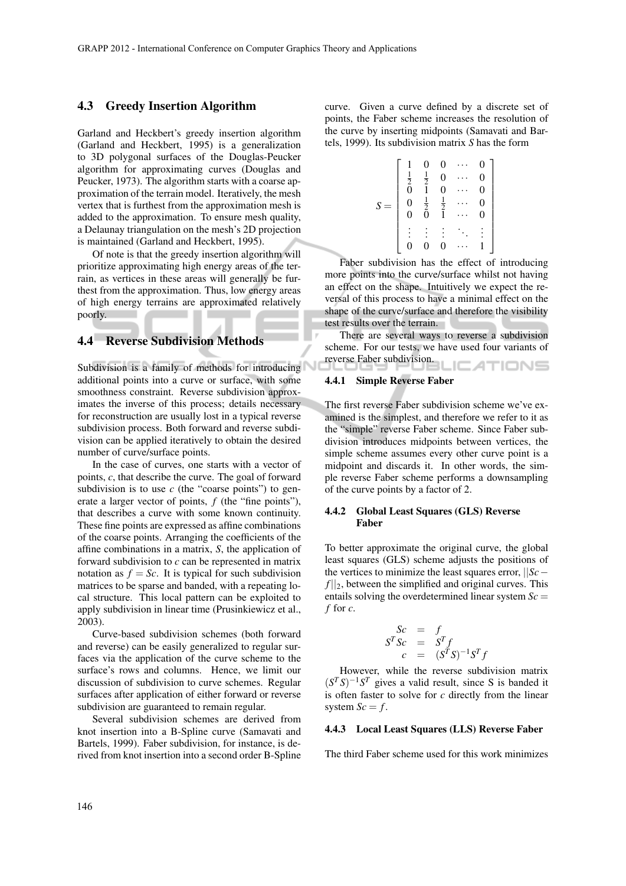### 4.3 Greedy Insertion Algorithm

Garland and Heckbert's greedy insertion algorithm (Garland and Heckbert, 1995) is a generalization to 3D polygonal surfaces of the Douglas-Peucker algorithm for approximating curves (Douglas and Peucker, 1973). The algorithm starts with a coarse approximation of the terrain model. Iteratively, the mesh vertex that is furthest from the approximation mesh is added to the approximation. To ensure mesh quality, a Delaunay triangulation on the mesh's 2D projection is maintained (Garland and Heckbert, 1995).

Of note is that the greedy insertion algorithm will prioritize approximating high energy areas of the terrain, as vertices in these areas will generally be furthest from the approximation. Thus, low energy areas of high energy terrains are approximated relatively poorly.

### 4.4 Reverse Subdivision Methods

Subdivision is a family of methods for introducing additional points into a curve or surface, with some smoothness constraint. Reverse subdivision approximates the inverse of this process; details necessary for reconstruction are usually lost in a typical reverse subdivision process. Both forward and reverse subdivision can be applied iteratively to obtain the desired number of curve/surface points.

In the case of curves, one starts with a vector of points, $c$, that describe the curve. The goal of forward subdivision is to use $c$ (the "coarse points") to generate a larger vector of points, $f$ (the "fine points"), that describes a curve with some known continuity. These fine points are expressed as affine combinations of the coarse points. Arranging the coefficients of the affine combinations in a matrix, $S$, the application of forward subdivision to $c$ can be represented in matrix notation as $f = Sc$. It is typical for such subdivision matrices to be sparse and banded, with a repeating local structure. This local pattern can be exploited to apply subdivision in linear time (Prusinkiewicz et al., 2003).

Curve-based subdivision schemes (both forward and reverse) can be easily generalized to regular surfaces via the application of the curve scheme to the surface's rows and columns. Hence, we limit our discussion of subdivision to curve schemes. Regular surfaces after application of either forward or reverse subdivision are guaranteed to remain regular.

Several subdivision schemes are derived from knot insertion into a B-Spline curve (Samavati and Bartels, 1999). Faber subdivision, for instance, is derived from knot insertion into a second order B-Spline curve. Given a curve defined by a discrete set of points, the Faber scheme increases the resolution of the curve by inserting midpoints (Samavati and Bartels, 1999). Its subdivision matrix $S$ has the form

$$S = \begin{bmatrix} 1 & 0 & 0 & \cdots & 0 \\ \frac{1}{2} & \frac{1}{2} & 0 & \cdots & 0 \\ 0 & 1 & 0 & \cdots & 0 \\ 0 & \frac{1}{2} & \frac{1}{2} & \cdots & 0 \\ 0 & 0 & 1 & \cdots & 0 \\ \vdots & \vdots & \vdots & \ddots & \vdots \\ 0 & 0 & 0 & \cdots & 1 \end{bmatrix}$$

Faber subdivision has the effect of introducing more points into the curve/surface whilst not having an effect on the shape. Intuitively we expect the reversal of this process to have a minimal effect on the shape of the curve/surface and therefore the visibility test results over the terrain.

There are several ways to reverse a subdivision scheme. For our tests, we have used four variants of reverse Faber subdivision.

#### 4.4.1 Simple Reverse Faber

The first reverse Faber subdivision scheme we've examined is the simplest, and therefore we refer to it as the "simple" reverse Faber scheme. Since Faber subdivision introduces midpoints between vertices, the simple scheme assumes every other curve point is a midpoint and discards it. In other words, the simple reverse Faber scheme performs a downsampling of the curve points by a factor of 2.

#### 4.4.2 Global Least Squares (GLS) Reverse Faber

To better approximate the original curve, the global least squares (GLS) scheme adjusts the positions of the vertices to minimize the least squares error, $||Sc - f||_2$, between the simplified and original curves. This entails solving the overdetermined linear system $Sc = f$ for $c$.

$$\begin{aligned} Sc &= f \\ S^T Sc &= S^T f \\ c &= (S^T S)^{-1} S^T f \end{aligned}$$

However, while the reverse subdivision matrix $(S^T S)^{-1} S^T$ gives a valid result, since S is banded it is often faster to solve for $c$ directly from the linear system $Sc = f$.

#### 4.4.3 Local Least Squares (LLS) Reverse Faber

The third Faber scheme used for this work minimizes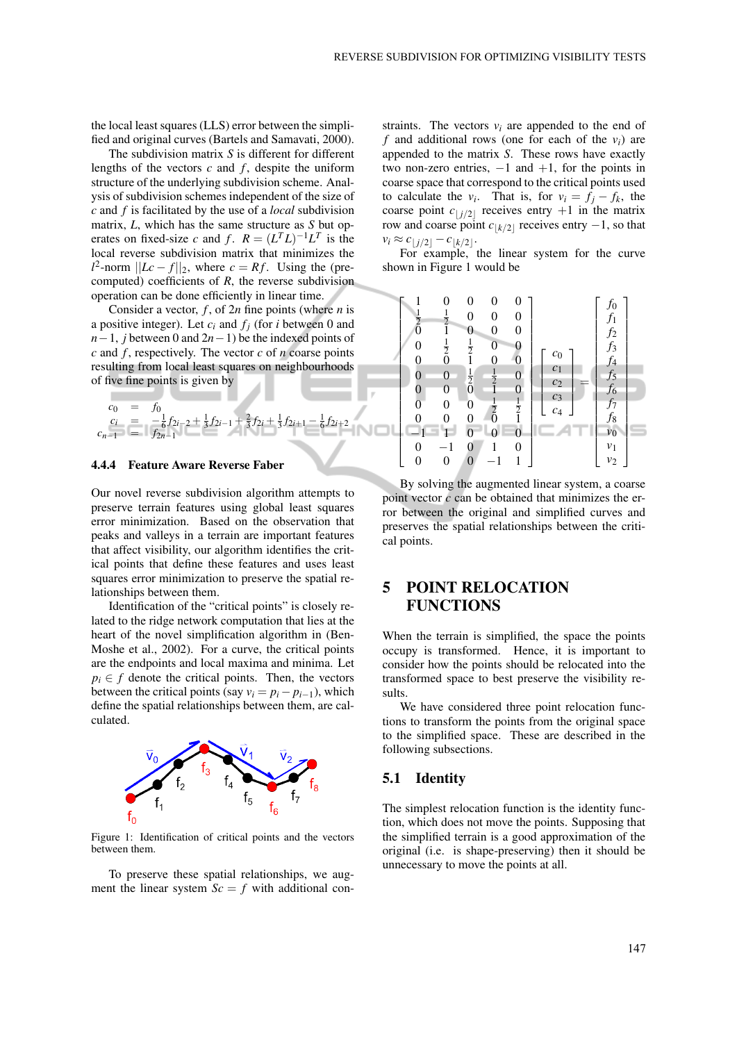the local least squares (LLS) error between the simplified and original curves (Bartels and Samavati, 2000).

The subdivision matrix $S$ is different for different lengths of the vectors $c$ and $f$, despite the uniform structure of the underlying subdivision scheme. Analysis of subdivision schemes independent of the size of $c$ and $f$ is facilitated by the use of a *local* subdivision matrix, $L$, which has the same structure as $S$ but operates on fixed-size $c$ and $f$. $R = (L^T L)^{-1} L^T$ is the local reverse subdivision matrix that minimizes the $l^2$-norm $||Lc - f||_2$, where $c = Rf$. Using the (precomputed) coefficients of $R$, the reverse subdivision operation can be done efficiently in linear time.

Consider a vector, $f$, of $2n$ fine points (where $n$ is a positive integer). Let $c_i$ and $f_j$ (for $i$ between 0 and $n-1$, $j$ between 0 and $2n-1$) be the indexed points of $c$ and $f$, respectively. The vector $c$ of $n$ coarse points resulting from local least squares on neighbourhoods of five fine points is given by

$$
\begin{aligned}
c_0 &= f_0 \\
c_i &= -\tfrac{1}{6} f_{2i-2} + \tfrac{1}{3} f_{2i-1} + \tfrac{2}{3} f_{2i} + \tfrac{1}{3} f_{2i+1} - \tfrac{1}{6} f_{2i+2} \\
c_{n-1} &= f_{2n-1}
\end{aligned}
$$

### 4.4.4 Feature Aware Reverse Faber

Our novel reverse subdivision algorithm attempts to preserve terrain features using global least squares error minimization. Based on the observation that peaks and valleys in a terrain are important features that affect visibility, our algorithm identifies the critical points that define these features and uses least squares error minimization to preserve the spatial relationships between them.

Identification of the "critical points" is closely related to the ridge network computation that lies at the heart of the novel simplification algorithm in (Ben-Moshe et al., 2002). For a curve, the critical points are the endpoints and local maxima and minima. Let $p_i \in f$ denote the critical points. Then, the vectors between the critical points (say $v_i = p_i - p_{i-1}$), which define the spatial relationships between them, are calculated.

Figure 1: Identification of critical points and the vectors between them.

To preserve these spatial relationships, we augment the linear system $Sc = f$ with additional constraints. The vectors $v_i$ are appended to the end of $f$ and additional rows (one for each of the $v_i$) are appended to the matrix $S$. These rows have exactly two non-zero entries, $-1$ and $+1$, for the points in coarse space that correspond to the critical points used to calculate the $v_i$. That is, for $v_i = f_j - f_k$, the coarse point $c_{\lfloor j/2 \rfloor}$ receives entry $+1$ in the matrix row and coarse point $c_{\lfloor k/2 \rfloor}$ receives entry $-1$, so that $v_i \approx c_{\lfloor j/2 \rfloor} - c_{\lfloor k/2 \rfloor}$.

For example, the linear system for the curve shown in Figure 1 would be

$$
\begin{bmatrix}
1 & 0 & 0 & 0 & 0 \\
\frac{1}{2} & \frac{1}{2} & 0 & 0 & 0 \\
0 & 1 & 0 & 0 & 0 \\
0 & \frac{1}{2} & \frac{1}{2} & 0 & 0 \\
0 & 0 & 1 & 0 & 0 \\
0 & 0 & \frac{1}{2} & \frac{1}{2} & 0 \\
0 & 0 & 0 & 1 & 0 \\
0 & 0 & 0 & \frac{1}{2} & \frac{1}{2} \\
0 & 0 & 0 & 0 & 1 \\
-1 & 1 & 0 & 0 & 0 \\
0 & -1 & 0 & 1 & 0 \\
0 & 0 & 0 & -1 & 1
\end{bmatrix}
\begin{bmatrix}
c_0 \\ c_1 \\ c_2 \\ c_3 \\ c_4
\end{bmatrix}
=
\begin{bmatrix}
f_0 \\ f_1 \\ f_2 \\ f_3 \\ f_4 \\ f_5 \\ f_6 \\ f_7 \\ f_8 \\ v_0 \\ v_1 \\ v_2
\end{bmatrix}
$$

By solving the augmented linear system, a coarse point vector $c$ can be obtained that minimizes the error between the original and simplified curves and preserves the spatial relationships between the critical points.

# 5 POINT RELOCATION FUNCTIONS

When the terrain is simplified, the space the points occupy is transformed. Hence, it is important to consider how the points should be relocated into the transformed space to best preserve the visibility results.

We have considered three point relocation functions to transform the points from the original space to the simplified space. These are described in the following subsections.

## 5.1 Identity

The simplest relocation function is the identity function, which does not move the points. Supposing that the simplified terrain is a good approximation of the original (i.e. is shape-preserving) then it should be unnecessary to move the points at all.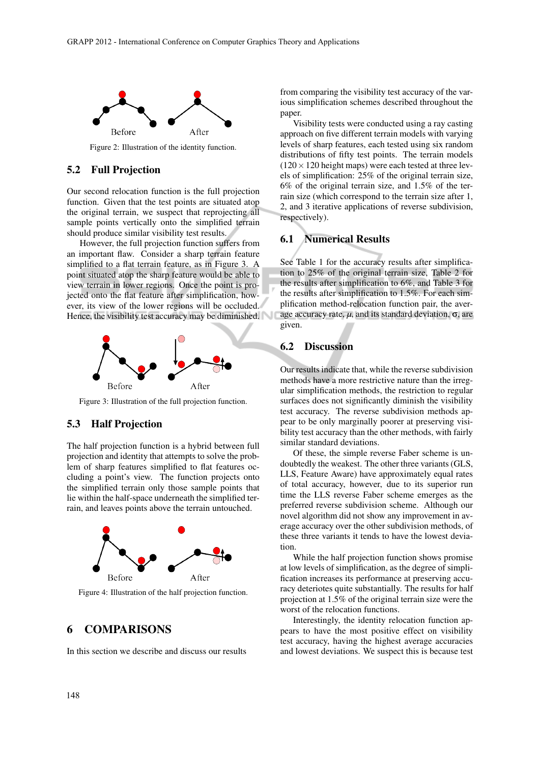Figure 2: Illustration of the identity function.

## 5.2 Full Projection

Our second relocation function is the full projection function. Given that the test points are situated atop the original terrain, we suspect that reprojecting all sample points vertically onto the simplified terrain should produce similar visibility test results.

However, the full projection function suffers from an important flaw. Consider a sharp terrain feature simplified to a flat terrain feature, as in Figure 3. A point situated atop the sharp feature would be able to view terrain in lower regions. Once the point is projected onto the flat feature after simplification, however, its view of the lower regions will be occluded. Hence, the visibility test accuracy may be diminished.

Figure 3: Illustration of the full projection function.

## 5.3 Half Projection

The half projection function is a hybrid between full projection and identity that attempts to solve the problem of sharp features simplified to flat features occluding a point's view. The function projects onto the simplified terrain only those sample points that lie within the half-space underneath the simplified terrain, and leaves points above the terrain untouched.

Figure 4: Illustration of the half projection function.

# 6 COMPARISONS

In this section we describe and discuss our results from comparing the visibility test accuracy of the various simplification schemes described throughout the paper.

Visibility tests were conducted using a ray casting approach on five different terrain models with varying levels of sharp features, each tested using six random distributions of fifty test points. The terrain models ($120 \times 120$ height maps) were each tested at three levels of simplification: 25% of the original terrain size, 6% of the original terrain size, and 1.5% of the terrain size (which correspond to the terrain size after 1, 2, and 3 iterative applications of reverse subdivision, respectively).

## 6.1 Numerical Results

See Table 1 for the accuracy results after simplification to 25% of the original terrain size, Table 2 for the results after simplification to 6%, and Table 3 for the results after simplification to 1.5%. For each simplification method-relocation function pair, the average accuracy rate, $\mu$, and its standard deviation, $\sigma$, are given.

## 6.2 Discussion

Our results indicate that, while the reverse subdivision methods have a more restrictive nature than the irregular simplification methods, the restriction to regular surfaces does not significantly diminish the visibility test accuracy. The reverse subdivision methods appear to be only marginally poorer at preserving visibility test accuracy than the other methods, with fairly similar standard deviations.

Of these, the simple reverse Faber scheme is undoubtedly the weakest. The other three variants (GLS, LLS, Feature Aware) have approximately equal rates of total accuracy, however, due to its superior run time the LLS reverse Faber scheme emerges as the preferred reverse subdivision scheme. Although our novel algorithm did not show any improvement in average accuracy over the other subdivision methods, of these three variants it tends to have the lowest deviation.

While the half projection function shows promise at low levels of simplification, as the degree of simplification increases its performance at preserving accuracy deteriotes quite substantially. The results for half projection at 1.5% of the original terrain size were the worst of the relocation functions.

Interestingly, the identity relocation function appears to have the most positive effect on visibility test accuracy, having the highest average accuracies and lowest deviations. We suspect this is because test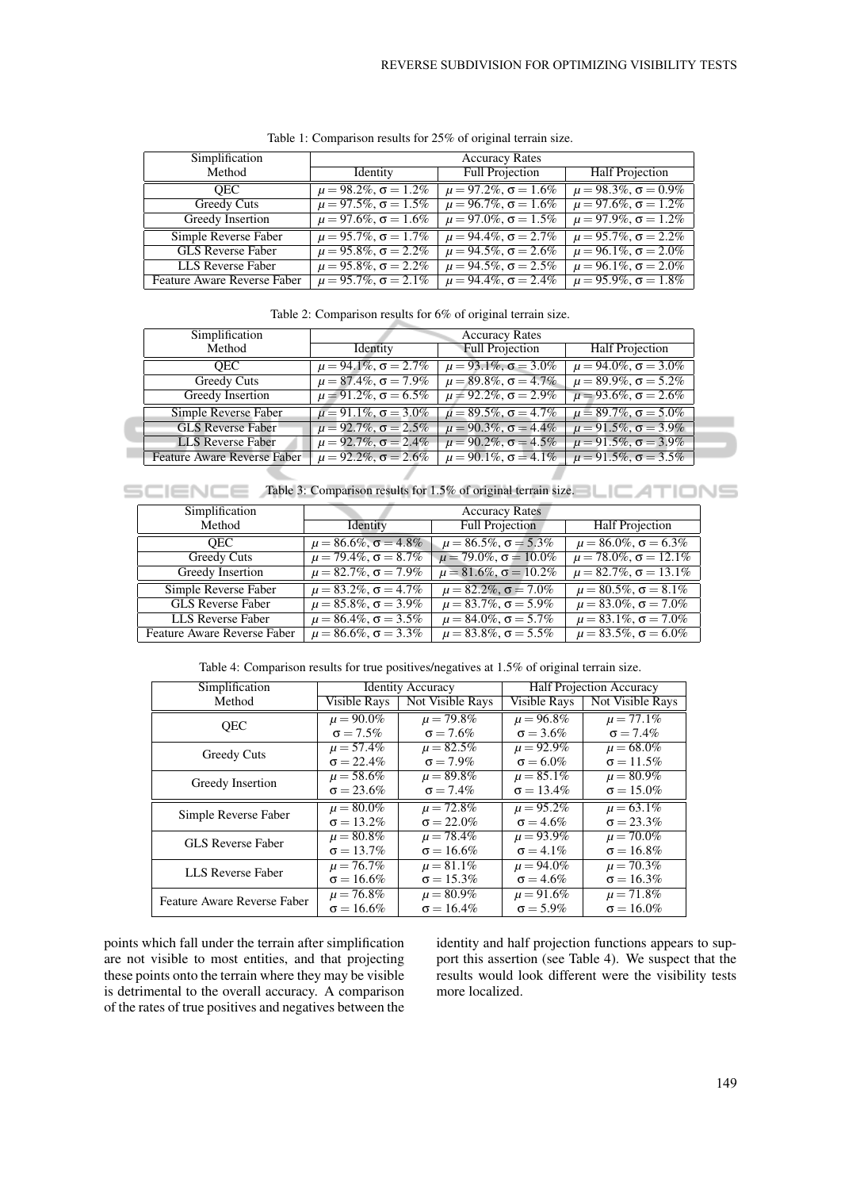Table 1: Comparison results for 25% of original terrain size.

| Simplification Method | Accuracy Rates | | |
|---|---|---|---|
| | Identity | Full Projection | Half Projection |
| QEC | $\mu = 98.2\%$, $\sigma = 1.2\%$ | $\mu = 97.2\%$, $\sigma = 1.6\%$ | $\mu = 98.3\%$, $\sigma = 0.9\%$ |
| Greedy Cuts | $\mu = 97.5\%$, $\sigma = 1.5\%$ | $\mu = 96.7\%$, $\sigma = 1.6\%$ | $\mu = 97.6\%$, $\sigma = 1.2\%$ |
| Greedy Insertion | $\mu = 97.6\%$, $\sigma = 1.6\%$ | $\mu = 97.0\%$, $\sigma = 1.5\%$ | $\mu = 97.9\%$, $\sigma = 1.2\%$ |
| Simple Reverse Faber | $\mu = 95.7\%$, $\sigma = 1.7\%$ | $\mu = 94.4\%$, $\sigma = 2.7\%$ | $\mu = 95.7\%$, $\sigma = 2.2\%$ |
| GLS Reverse Faber | $\mu = 95.8\%$, $\sigma = 2.2\%$ | $\mu = 94.5\%$, $\sigma = 2.6\%$ | $\mu = 96.1\%$, $\sigma = 2.0\%$ |
| LLS Reverse Faber | $\mu = 95.8\%$, $\sigma = 2.2\%$ | $\mu = 94.5\%$, $\sigma = 2.5\%$ | $\mu = 96.1\%$, $\sigma = 2.0\%$ |
| Feature Aware Reverse Faber | $\mu = 95.7\%$, $\sigma = 2.1\%$ | $\mu = 94.4\%$, $\sigma = 2.4\%$ | $\mu = 95.9\%$, $\sigma = 1.8\%$ |

Table 2: Comparison results for 6% of original terrain size.

| Simplification Method | Accuracy Rates | | |
|---|---|---|---|
| | Identity | Full Projection | Half Projection |
| QEC | $\mu = 94.1\%$, $\sigma = 2.7\%$ | $\mu = 93.1\%$, $\sigma = 3.0\%$ | $\mu = 94.0\%$, $\sigma = 3.0\%$ |
| Greedy Cuts | $\mu = 87.4\%$, $\sigma = 7.9\%$ | $\mu = 89.8\%$, $\sigma = 4.7\%$ | $\mu = 89.9\%$, $\sigma = 5.2\%$ |
| Greedy Insertion | $\mu = 91.2\%$, $\sigma = 6.5\%$ | $\mu = 92.2\%$, $\sigma = 2.9\%$ | $\mu = 93.6\%$, $\sigma = 2.6\%$ |
| Simple Reverse Faber | $\mu = 91.1\%$, $\sigma = 3.0\%$ | $\mu = 89.5\%$, $\sigma = 4.7\%$ | $\mu = 89.7\%$, $\sigma = 5.0\%$ |
| GLS Reverse Faber | $\mu = 92.7\%$, $\sigma = 2.5\%$ | $\mu = 90.3\%$, $\sigma = 4.4\%$ | $\mu = 91.5\%$, $\sigma = 3.9\%$ |
| LLS Reverse Faber | $\mu = 92.7\%$, $\sigma = 2.4\%$ | $\mu = 90.2\%$, $\sigma = 4.5\%$ | $\mu = 91.5\%$, $\sigma = 3.9\%$ |
| Feature Aware Reverse Faber | $\mu = 92.2\%$, $\sigma = 2.6\%$ | $\mu = 90.1\%$, $\sigma = 4.1\%$ | $\mu = 91.5\%$, $\sigma = 3.5\%$ |

Table 3: Comparison results for 1.5% of original terrain size.

| Simplification Method | Accuracy Rates | | |
|---|---|---|---|
| | Identity | Full Projection | Half Projection |
| QEC | $\mu = 86.6\%$, $\sigma = 4.8\%$ | $\mu = 86.5\%$, $\sigma = 5.3\%$ | $\mu = 86.0\%$, $\sigma = 6.3\%$ |
| Greedy Cuts | $\mu = 79.4\%$, $\sigma = 8.7\%$ | $\mu = 79.0\%$, $\sigma = 10.0\%$ | $\mu = 78.0\%$, $\sigma = 12.1\%$ |
| Greedy Insertion | $\mu = 82.7\%$, $\sigma = 7.9\%$ | $\mu = 81.6\%$, $\sigma = 10.2\%$ | $\mu = 82.7\%$, $\sigma = 13.1\%$ |
| Simple Reverse Faber | $\mu = 83.2\%$, $\sigma = 4.7\%$ | $\mu = 82.2\%$, $\sigma = 7.0\%$ | $\mu = 80.5\%$, $\sigma = 8.1\%$ |
| GLS Reverse Faber | $\mu = 85.8\%$, $\sigma = 3.9\%$ | $\mu = 83.7\%$, $\sigma = 5.9\%$ | $\mu = 83.0\%$, $\sigma = 7.0\%$ |
| LLS Reverse Faber | $\mu = 86.4\%$, $\sigma = 3.5\%$ | $\mu = 84.0\%$, $\sigma = 5.7\%$ | $\mu = 83.1\%$, $\sigma = 7.0\%$ |
| Feature Aware Reverse Faber | $\mu = 86.6\%$, $\sigma = 3.3\%$ | $\mu = 83.8\%$, $\sigma = 5.5\%$ | $\mu = 83.5\%$, $\sigma = 6.0\%$ |

Table 4: Comparison results for true positives/negatives at 1.5% of original terrain size.

| Simplification Method | Identity Accuracy | | Half Projection Accuracy | |
|---|---|---|---|---|
| | Visible Rays | Not Visible Rays | Visible Rays | Not Visible Rays |
| QEC | $\mu = 90.0\%$ $\sigma = 7.5\%$ | $\mu = 79.8\%$ $\sigma = 7.6\%$ | $\mu = 96.8\%$ $\sigma = 3.6\%$ | $\mu = 77.1\%$ $\sigma = 7.4\%$ |
| Greedy Cuts | $\mu = 57.4\%$ $\sigma = 22.4\%$ | $\mu = 82.5\%$ $\sigma = 7.9\%$ | $\mu = 92.9\%$ $\sigma = 6.0\%$ | $\mu = 68.0\%$ $\sigma = 11.5\%$ |
| Greedy Insertion | $\mu = 58.6\%$ $\sigma = 23.6\%$ | $\mu = 89.8\%$ $\sigma = 7.4\%$ | $\mu = 85.1\%$ $\sigma = 13.4\%$ | $\mu = 80.9\%$ $\sigma = 15.0\%$ |
| Simple Reverse Faber | $\mu = 80.0\%$ $\sigma = 13.2\%$ | $\mu = 72.8\%$ $\sigma = 22.0\%$ | $\mu = 95.2\%$ $\sigma = 4.6\%$ | $\mu = 63.1\%$ $\sigma = 23.3\%$ |
| GLS Reverse Faber | $\mu = 80.8\%$ $\sigma = 13.7\%$ | $\mu = 78.4\%$ $\sigma = 16.6\%$ | $\mu = 93.9\%$ $\sigma = 4.1\%$ | $\mu = 70.0\%$ $\sigma = 16.8\%$ |
| LLS Reverse Faber | $\mu = 76.7\%$ $\sigma = 16.6\%$ | $\mu = 81.1\%$ $\sigma = 15.3\%$ | $\mu = 94.0\%$ $\sigma = 4.6\%$ | $\mu = 70.3\%$ $\sigma = 16.3\%$ |
| Feature Aware Reverse Faber | $\mu = 76.8\%$ $\sigma = 16.6\%$ | $\mu = 80.9\%$ $\sigma = 16.4\%$ | $\mu = 91.6\%$ $\sigma = 5.9\%$ | $\mu = 71.8\%$ $\sigma = 16.0\%$ |

points which fall under the terrain after simplification are not visible to most entities, and that projecting these points onto the terrain where they may be visible is detrimental to the overall accuracy. A comparison of the rates of true positives and negatives between the identity and half projection functions appears to support this assertion (see Table 4). We suspect that the results would look different were the visibility tests more localized.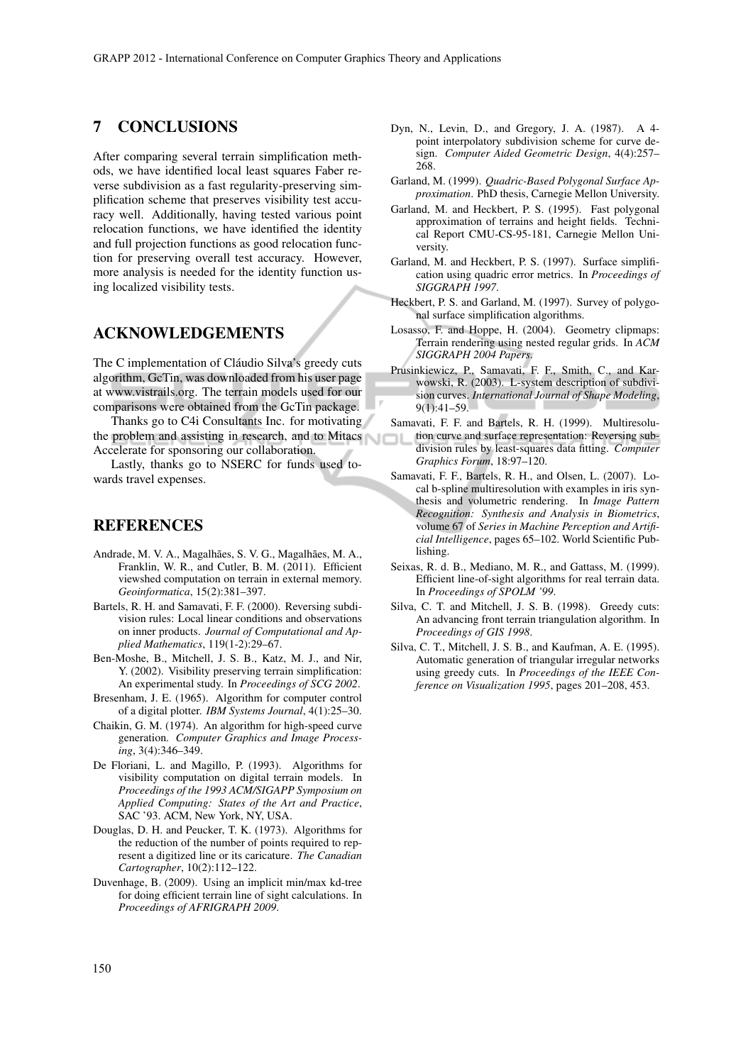## 7 CONCLUSIONS

After comparing several terrain simplification methods, we have identified local least squares Faber reverse subdivision as a fast regularity-preserving simplification scheme that preserves visibility test accuracy well. Additionally, having tested various point relocation functions, we have identified the identity and full projection functions as good relocation function for preserving overall test accuracy. However, more analysis is needed for the identity function using localized visibility tests.

## ACKNOWLEDGEMENTS

The C implementation of Cláudio Silva's greedy cuts algorithm, GcTin, was downloaded from his user page at www.vistrails.org. The terrain models used for our comparisons were obtained from the GcTin package.

Thanks go to C4i Consultants Inc. for motivating the problem and assisting in research, and to Mitacs Accelerate for sponsoring our collaboration.

Lastly, thanks go to NSERC for funds used towards travel expenses.

## REFERENCES

Andrade, M. V. A., Magalhães, S. V. G., Magalhães, M. A., Franklin, W. R., and Cutler, B. M. (2011). Efficient viewshed computation on terrain in external memory. *Geoinformatica*, 15(2):381–397.

Bartels, R. H. and Samavati, F. F. (2000). Reversing subdivision rules: Local linear conditions and observations on inner products. *Journal of Computational and Applied Mathematics*, 119(1-2):29–67.

Ben-Moshe, B., Mitchell, J. S. B., Katz, M. J., and Nir, Y. (2002). Visibility preserving terrain simplification: An experimental study. In *Proceedings of SCG 2002*.

Bresenham, J. E. (1965). Algorithm for computer control of a digital plotter. *IBM Systems Journal*, 4(1):25–30.

Chaikin, G. M. (1974). An algorithm for high-speed curve generation. *Computer Graphics and Image Processing*, 3(4):346–349.

De Floriani, L. and Magillo, P. (1993). Algorithms for visibility computation on digital terrain models. In *Proceedings of the 1993 ACM/SIGAPP Symposium on Applied Computing: States of the Art and Practice*, SAC '93. ACM, New York, NY, USA.

Douglas, D. H. and Peucker, T. K. (1973). Algorithms for the reduction of the number of points required to represent a digitized line or its caricature. *The Canadian Cartographer*, 10(2):112–122.

Duvenhage, B. (2009). Using an implicit min/max kd-tree for doing efficient terrain line of sight calculations. In *Proceedings of AFRIGRAPH 2009*.

Dyn, N., Levin, D., and Gregory, J. A. (1987). A 4-point interpolatory subdivision scheme for curve design. *Computer Aided Geometric Design*, 4(4):257–268.

Garland, M. (1999). *Quadric-Based Polygonal Surface Approximation*. PhD thesis, Carnegie Mellon University.

Garland, M. and Heckbert, P. S. (1995). Fast polygonal approximation of terrains and height fields. Technical Report CMU-CS-95-181, Carnegie Mellon University.

Garland, M. and Heckbert, P. S. (1997). Surface simplification using quadric error metrics. In *Proceedings of SIGGRAPH 1997*.

Heckbert, P. S. and Garland, M. (1997). Survey of polygonal surface simplification algorithms.

Losasso, F. and Hoppe, H. (2004). Geometry clipmaps: Terrain rendering using nested regular grids. In *ACM SIGGRAPH 2004 Papers*.

Prusinkiewicz, P., Samavati, F. F., Smith, C., and Karwowski, R. (2003). L-system description of subdivision curves. *International Journal of Shape Modeling*, 9(1):41–59.

Samavati, F. F. and Bartels, R. H. (1999). Multiresolution curve and surface representation: Reversing subdivision rules by least-squares data fitting. *Computer Graphics Forum*, 18:97–120.

Samavati, F. F., Bartels, R. H., and Olsen, L. (2007). Local b-spline multiresolution with examples in iris synthesis and volumetric rendering. In *Image Pattern Recognition: Synthesis and Analysis in Biometrics*, volume 67 of *Series in Machine Perception and Artificial Intelligence*, pages 65–102. World Scientific Publishing.

Seixas, R. d. B., Mediano, M. R., and Gattass, M. (1999). Efficient line-of-sight algorithms for real terrain data. In *Proceedings of SPOLM '99*.

Silva, C. T. and Mitchell, J. S. B. (1998). Greedy cuts: An advancing front terrain triangulation algorithm. In *Proceedings of GIS 1998*.

Silva, C. T., Mitchell, J. S. B., and Kaufman, A. E. (1995). Automatic generation of triangular irregular networks using greedy cuts. In *Proceedings of the IEEE Conference on Visualization 1995*, pages 201–208, 453.